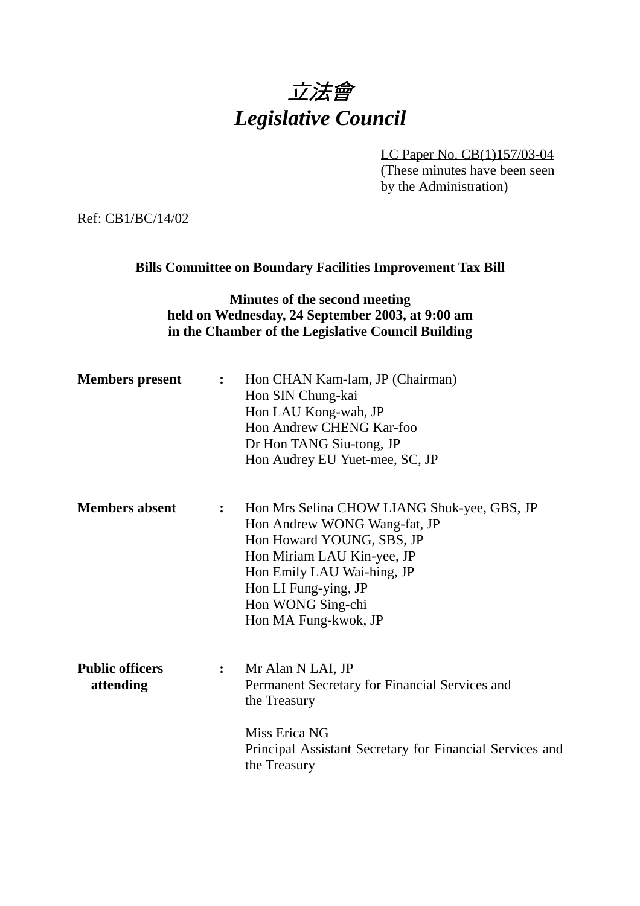# *立法會*
# *Legislative Council*

LC Paper No. CB(1)157/03-04
(These minutes have been seen by the Administration)

Ref: CB1/BC/14/02

**Bills Committee on Boundary Facilities Improvement Tax Bill**

**Minutes of the second meeting held on Wednesday, 24 September 2003, at 9:00 am in the Chamber of the Legislative Council Building**

| | | |
|---|---|---|
| **Members present** | **:** | Hon CHAN Kam-lam, JP (Chairman)<br>Hon SIN Chung-kai<br>Hon LAU Kong-wah, JP<br>Hon Andrew CHENG Kar-foo<br>Dr Hon TANG Siu-tong, JP<br>Hon Audrey EU Yuet-mee, SC, JP |
| **Members absent** | **:** | Hon Mrs Selina CHOW LIANG Shuk-yee, GBS, JP<br>Hon Andrew WONG Wang-fat, JP<br>Hon Howard YOUNG, SBS, JP<br>Hon Miriam LAU Kin-yee, JP<br>Hon Emily LAU Wai-hing, JP<br>Hon LI Fung-ying, JP<br>Hon WONG Sing-chi<br>Hon MA Fung-kwok, JP |
| **Public officers attending** | **:** | Mr Alan N LAI, JP<br>Permanent Secretary for Financial Services and the Treasury<br><br>Miss Erica NG<br>Principal Assistant Secretary for Financial Services and the Treasury |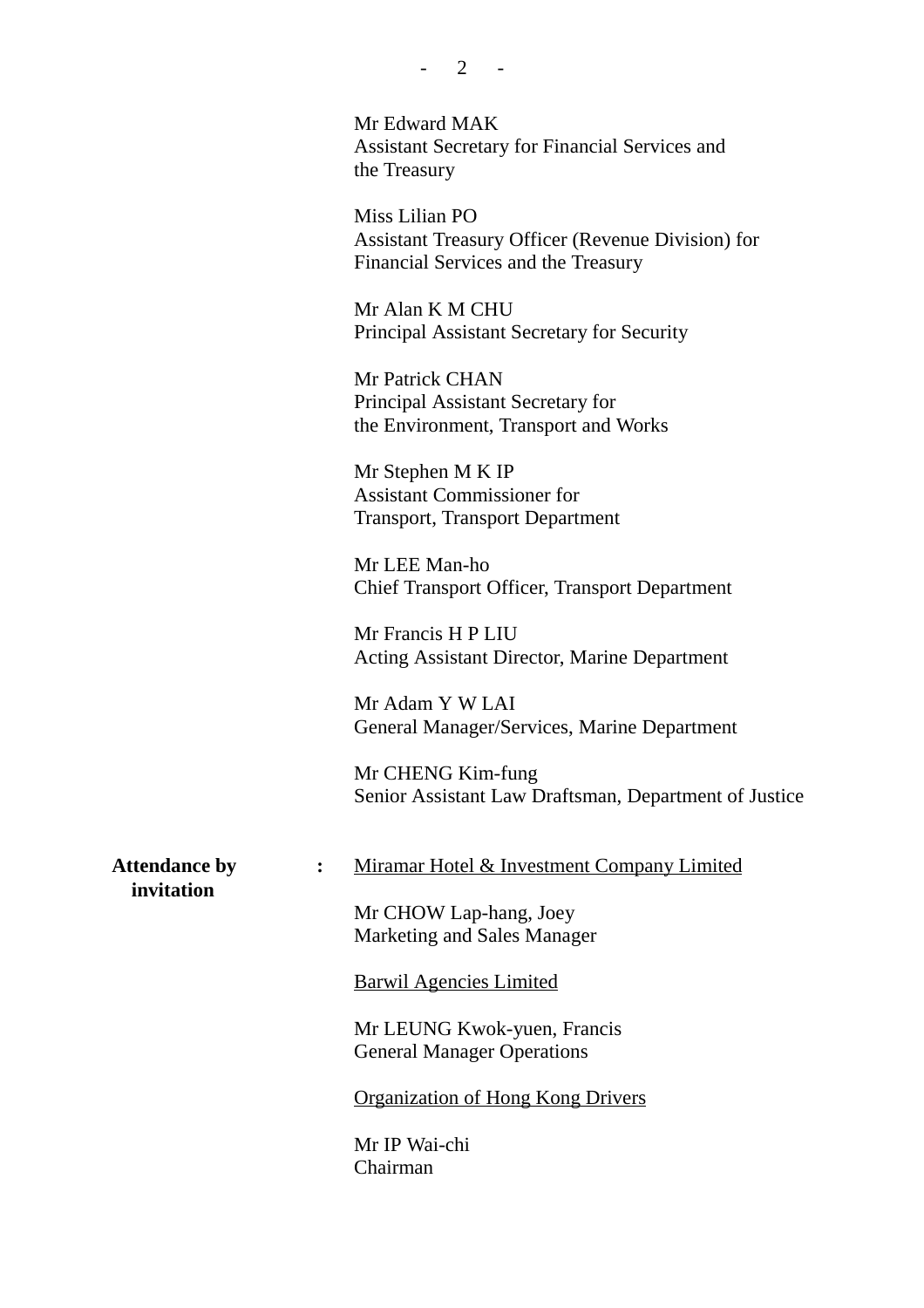Mr Edward MAK
Assistant Secretary for Financial Services and the Treasury

Miss Lilian PO
Assistant Treasury Officer (Revenue Division) for Financial Services and the Treasury

Mr Alan K M CHU
Principal Assistant Secretary for Security

Mr Patrick CHAN
Principal Assistant Secretary for the Environment, Transport and Works

Mr Stephen M K IP
Assistant Commissioner for Transport, Transport Department

Mr LEE Man-ho
Chief Transport Officer, Transport Department

Mr Francis H P LIU
Acting Assistant Director, Marine Department

Mr Adam Y W LAI
General Manager/Services, Marine Department

Mr CHENG Kim-fung
Senior Assistant Law Draftsman, Department of Justice

**Attendance by invitation** :

Miramar Hotel & Investment Company Limited

Mr CHOW Lap-hang, Joey
Marketing and Sales Manager

Barwil Agencies Limited

Mr LEUNG Kwok-yuen, Francis
General Manager Operations

Organization of Hong Kong Drivers

Mr IP Wai-chi
Chairman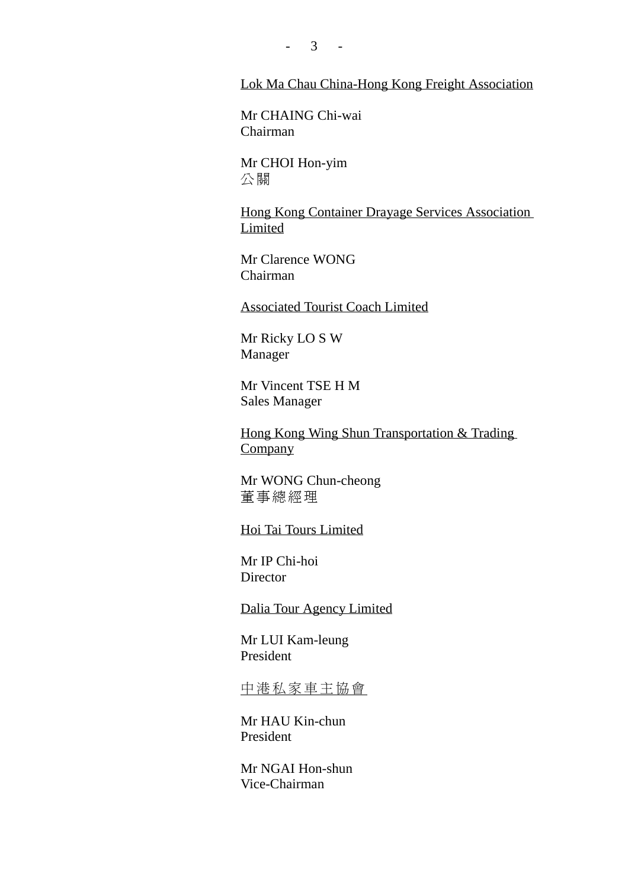<u>Lok Ma Chau China-Hong Kong Freight Association</u>

Mr CHAING Chi-wai
Chairman

Mr CHOI Hon-yim
公關

<u>Hong Kong Container Drayage Services Association Limited</u>

Mr Clarence WONG
Chairman

<u>Associated Tourist Coach Limited</u>

Mr Ricky LO S W
Manager

Mr Vincent TSE H M
Sales Manager

<u>Hong Kong Wing Shun Transportation & Trading Company</u>

Mr WONG Chun-cheong
董事總經理

<u>Hoi Tai Tours Limited</u>

Mr IP Chi-hoi
Director

<u>Dalia Tour Agency Limited</u>

Mr LUI Kam-leung
President

<u>中港私家車主協會</u>

Mr HAU Kin-chun
President

Mr NGAI Hon-shun
Vice-Chairman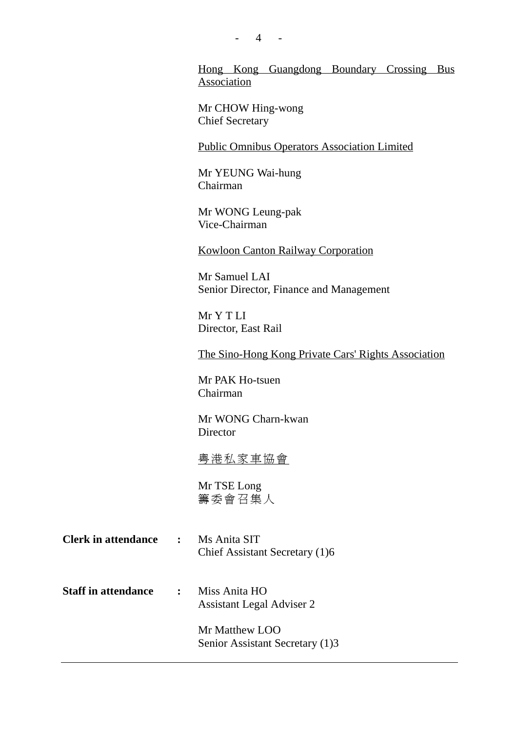<u>Hong Kong Guangdong Boundary Crossing Bus Association</u>

Mr CHOW Hing-wong
Chief Secretary

<u>Public Omnibus Operators Association Limited</u>

Mr YEUNG Wai-hung
Chairman

Mr WONG Leung-pak
Vice-Chairman

<u>Kowloon Canton Railway Corporation</u>

Mr Samuel LAI
Senior Director, Finance and Management

Mr Y T LI
Director, East Rail

<u>The Sino-Hong Kong Private Cars' Rights Association</u>

Mr PAK Ho-tsuen
Chairman

Mr WONG Charn-kwan
Director

<u>粵港私家車協會</u>

Mr TSE Long
籌委會召集人

**Clerk in attendance** : Ms Anita SIT
Chief Assistant Secretary (1)6

**Staff in attendance** : Miss Anita HO
Assistant Legal Adviser 2

Mr Matthew LOO
Senior Assistant Secretary (1)3

---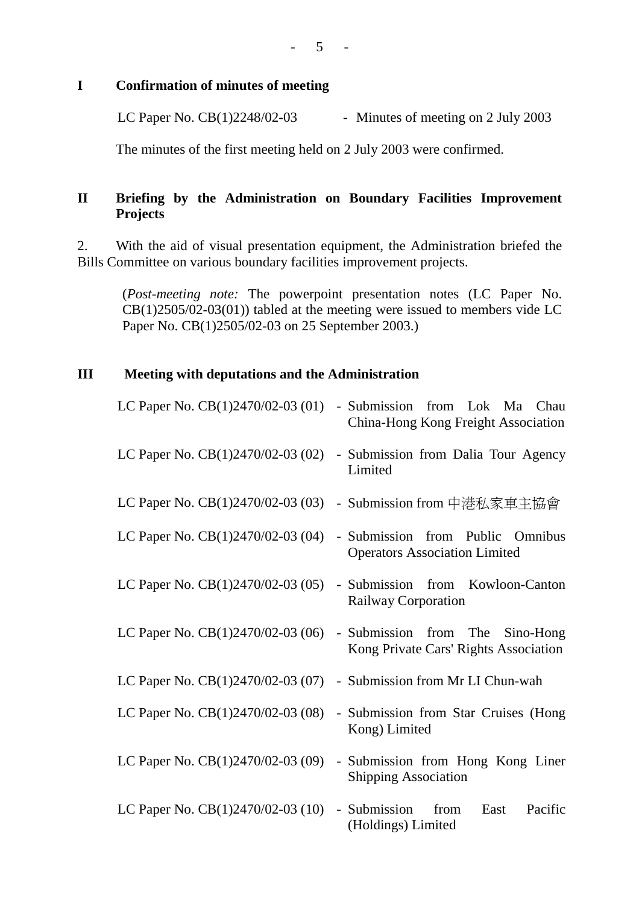## I Confirmation of minutes of meeting

LC Paper No. CB(1)2248/02-03 - Minutes of meeting on 2 July 2003

The minutes of the first meeting held on 2 July 2003 were confirmed.

## II Briefing by the Administration on Boundary Facilities Improvement Projects

2. With the aid of visual presentation equipment, the Administration briefed the Bills Committee on various boundary facilities improvement projects.

(*Post-meeting note:* The powerpoint presentation notes (LC Paper No. CB(1)2505/02-03(01)) tabled at the meeting were issued to members vide LC Paper No. CB(1)2505/02-03 on 25 September 2003.)

## III Meeting with deputations and the Administration

LC Paper No. CB(1)2470/02-03 (01) - Submission from Lok Ma Chau China-Hong Kong Freight Association

LC Paper No. CB(1)2470/02-03 (02) - Submission from Dalia Tour Agency Limited

LC Paper No. CB(1)2470/02-03 (03) - Submission from 中港私家車主協會

LC Paper No. CB(1)2470/02-03 (04) - Submission from Public Omnibus Operators Association Limited

LC Paper No. CB(1)2470/02-03 (05) - Submission from Kowloon-Canton Railway Corporation

LC Paper No. CB(1)2470/02-03 (06) - Submission from The Sino-Hong Kong Private Cars' Rights Association

LC Paper No. CB(1)2470/02-03 (07) - Submission from Mr LI Chun-wah

LC Paper No. CB(1)2470/02-03 (08) - Submission from Star Cruises (Hong Kong) Limited

LC Paper No. CB(1)2470/02-03 (09) - Submission from Hong Kong Liner Shipping Association

LC Paper No. CB(1)2470/02-03 (10) - Submission from East Pacific (Holdings) Limited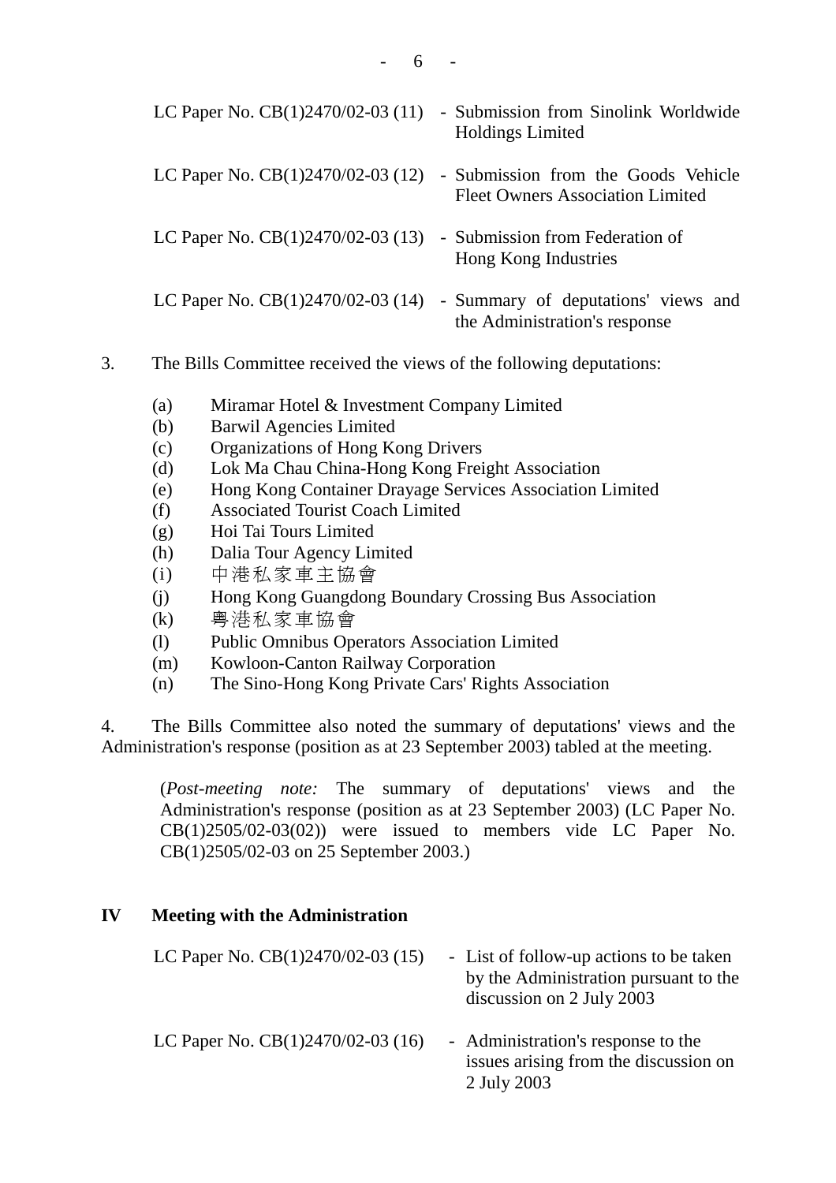LC Paper No. CB(1)2470/02-03 (11) - Submission from Sinolink Worldwide Holdings Limited

LC Paper No. CB(1)2470/02-03 (12) - Submission from the Goods Vehicle Fleet Owners Association Limited

LC Paper No. CB(1)2470/02-03 (13) - Submission from Federation of Hong Kong Industries

LC Paper No. CB(1)2470/02-03 (14) - Summary of deputations' views and the Administration's response

3. The Bills Committee received the views of the following deputations:

(a) Miramar Hotel & Investment Company Limited
(b) Barwil Agencies Limited
(c) Organizations of Hong Kong Drivers
(d) Lok Ma Chau China-Hong Kong Freight Association
(e) Hong Kong Container Drayage Services Association Limited
(f) Associated Tourist Coach Limited
(g) Hoi Tai Tours Limited
(h) Dalia Tour Agency Limited
(i) 中港私家車主協會
(j) Hong Kong Guangdong Boundary Crossing Bus Association
(k) 粵港私家車協會
(l) Public Omnibus Operators Association Limited
(m) Kowloon-Canton Railway Corporation
(n) The Sino-Hong Kong Private Cars' Rights Association

4. The Bills Committee also noted the summary of deputations' views and the Administration's response (position as at 23 September 2003) tabled at the meeting.

(*Post-meeting note:* The summary of deputations' views and the Administration's response (position as at 23 September 2003) (LC Paper No. CB(1)2505/02-03(02)) were issued to members vide LC Paper No. CB(1)2505/02-03 on 25 September 2003.)

## IV Meeting with the Administration

LC Paper No. CB(1)2470/02-03 (15) - List of follow-up actions to be taken by the Administration pursuant to the discussion on 2 July 2003

LC Paper No. CB(1)2470/02-03 (16) - Administration's response to the issues arising from the discussion on 2 July 2003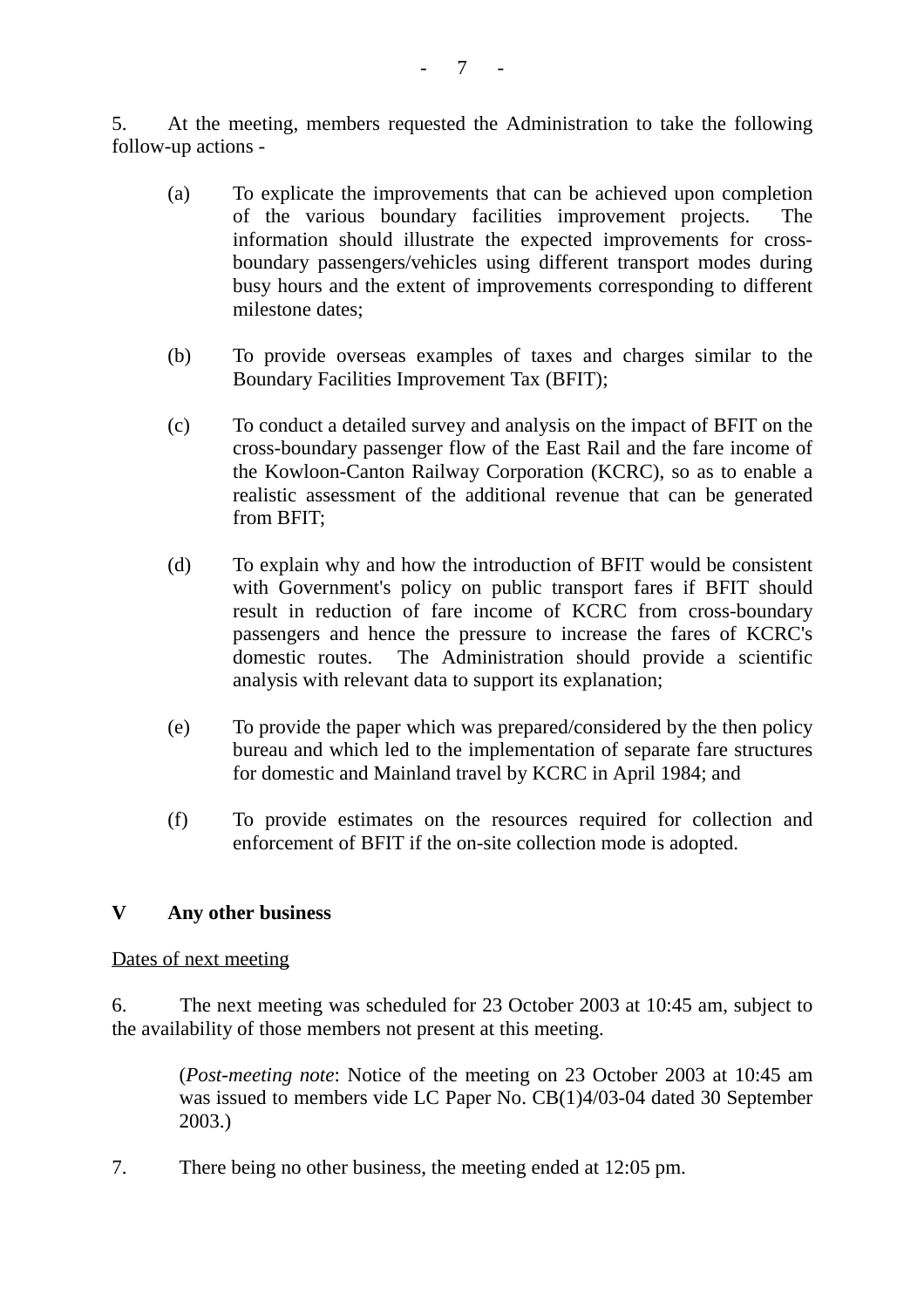5. At the meeting, members requested the Administration to take the following follow-up actions -

(a) To explicate the improvements that can be achieved upon completion of the various boundary facilities improvement projects. The information should illustrate the expected improvements for cross-boundary passengers/vehicles using different transport modes during busy hours and the extent of improvements corresponding to different milestone dates;

(b) To provide overseas examples of taxes and charges similar to the Boundary Facilities Improvement Tax (BFIT);

(c) To conduct a detailed survey and analysis on the impact of BFIT on the cross-boundary passenger flow of the East Rail and the fare income of the Kowloon-Canton Railway Corporation (KCRC), so as to enable a realistic assessment of the additional revenue that can be generated from BFIT;

(d) To explain why and how the introduction of BFIT would be consistent with Government's policy on public transport fares if BFIT should result in reduction of fare income of KCRC from cross-boundary passengers and hence the pressure to increase the fares of KCRC's domestic routes. The Administration should provide a scientific analysis with relevant data to support its explanation;

(e) To provide the paper which was prepared/considered by the then policy bureau and which led to the implementation of separate fare structures for domestic and Mainland travel by KCRC in April 1984; and

(f) To provide estimates on the resources required for collection and enforcement of BFIT if the on-site collection mode is adopted.

## V Any other business

<u>Dates of next meeting</u>

6. The next meeting was scheduled for 23 October 2003 at 10:45 am, subject to the availability of those members not present at this meeting.

> (*Post-meeting note*: Notice of the meeting on 23 October 2003 at 10:45 am was issued to members vide LC Paper No. CB(1)4/03-04 dated 30 September 2003.)

7. There being no other business, the meeting ended at 12:05 pm.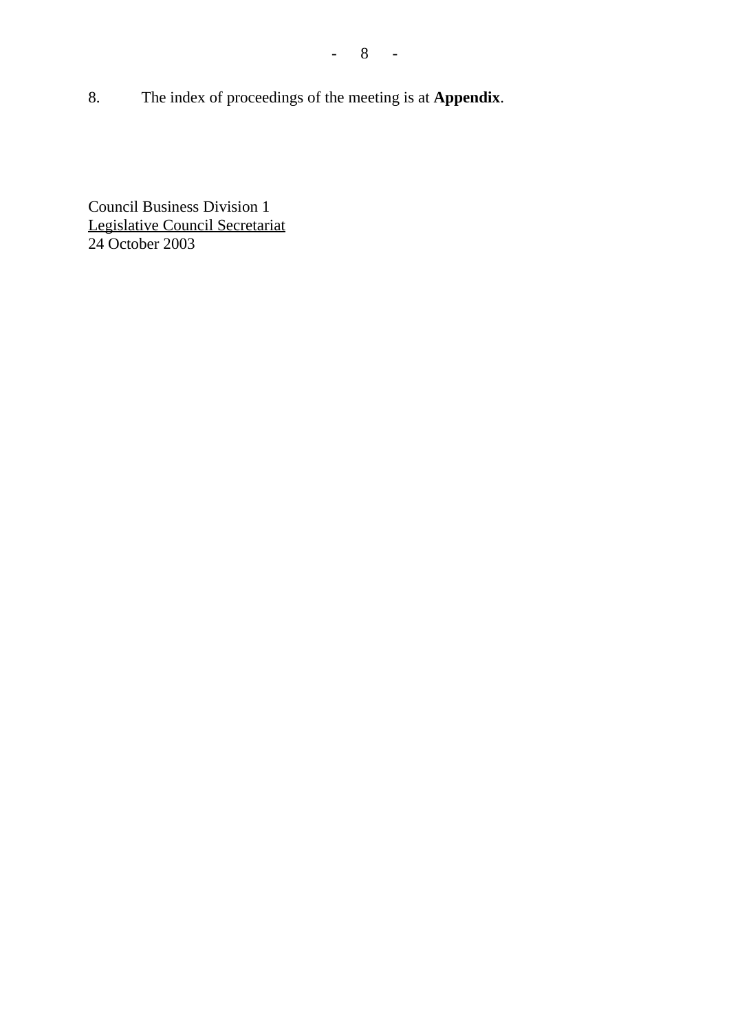8. The index of proceedings of the meeting is at **Appendix**.

Council Business Division 1
Legislative Council Secretariat
24 October 2003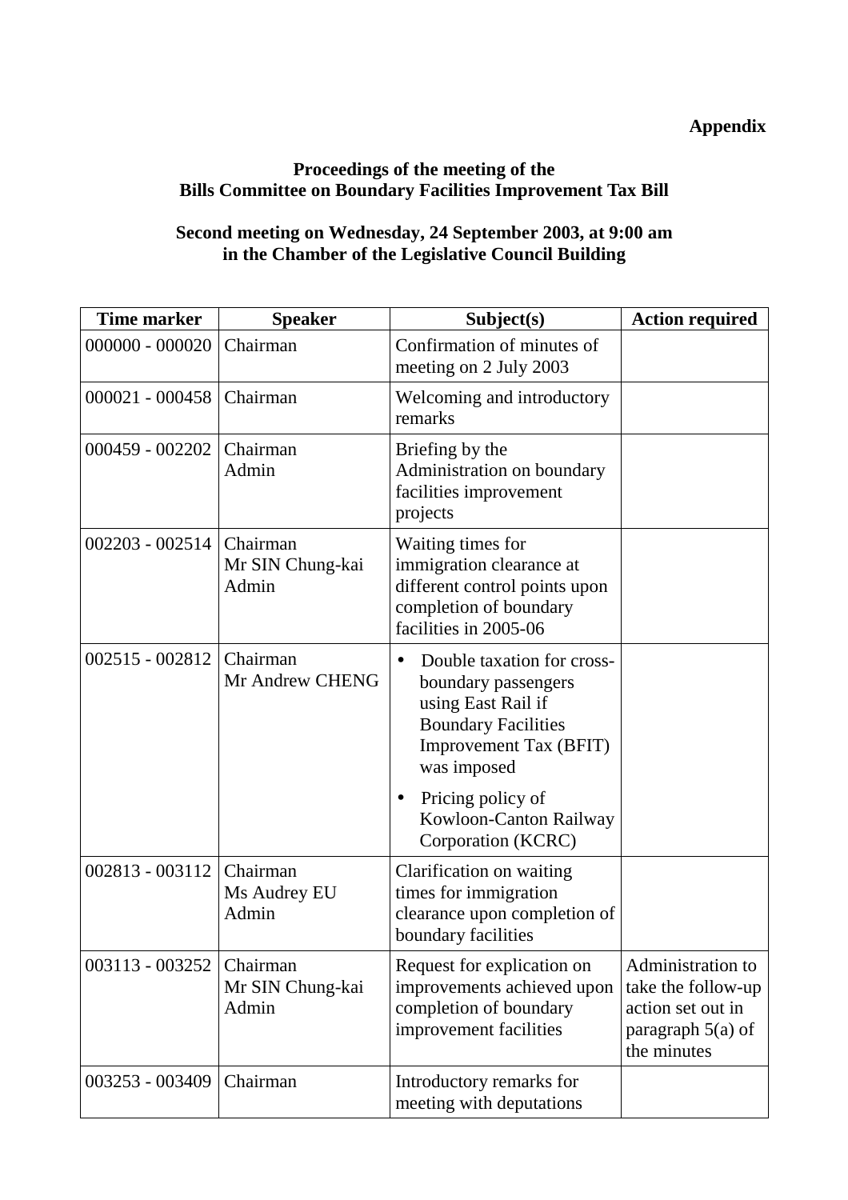**Appendix**

**Proceedings of the meeting of the**
**Bills Committee on Boundary Facilities Improvement Tax Bill**

**Second meeting on Wednesday, 24 September 2003, at 9:00 am**
**in the Chamber of the Legislative Council Building**

| Time marker | Speaker | Subject(s) | Action required |
|---|---|---|---|
| 000000 - 000020 | Chairman | Confirmation of minutes of meeting on 2 July 2003 | |
| 000021 - 000458 | Chairman | Welcoming and introductory remarks | |
| 000459 - 002202 | Chairman<br>Admin | Briefing by the Administration on boundary facilities improvement projects | |
| 002203 - 002514 | Chairman<br>Mr SIN Chung-kai<br>Admin | Waiting times for immigration clearance at different control points upon completion of boundary facilities in 2005-06 | |
| 002515 - 002812 | Chairman<br>Mr Andrew CHENG | • Double taxation for cross-boundary passengers using East Rail if Boundary Facilities Improvement Tax (BFIT) was imposed<br>• Pricing policy of Kowloon-Canton Railway Corporation (KCRC) | |
| 002813 - 003112 | Chairman<br>Ms Audrey EU<br>Admin | Clarification on waiting times for immigration clearance upon completion of boundary facilities | |
| 003113 - 003252 | Chairman<br>Mr SIN Chung-kai<br>Admin | Request for explication on improvements achieved upon completion of boundary improvement facilities | Administration to take the follow-up action set out in paragraph 5(a) of the minutes |
| 003253 - 003409 | Chairman | Introductory remarks for meeting with deputations | |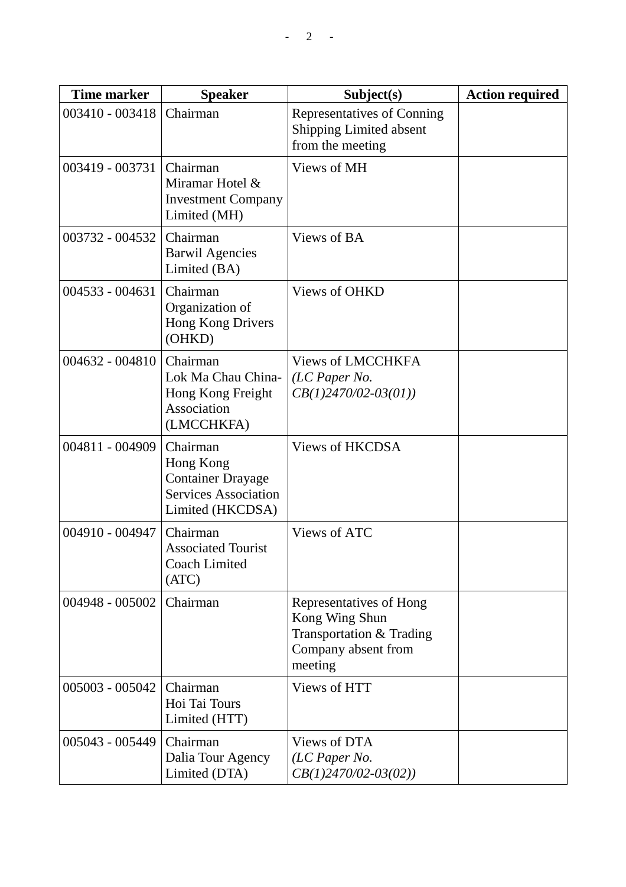| Time marker | Speaker | Subject(s) | Action required |
|---|---|---|---|
| 003410 - 003418 | Chairman | Representatives of Conning Shipping Limited absent from the meeting | |
| 003419 - 003731 | Chairman<br>Miramar Hotel & Investment Company Limited (MH) | Views of MH | |
| 003732 - 004532 | Chairman<br>Barwil Agencies Limited (BA) | Views of BA | |
| 004533 - 004631 | Chairman<br>Organization of Hong Kong Drivers (OHKD) | Views of OHKD | |
| 004632 - 004810 | Chairman<br>Lok Ma Chau China-Hong Kong Freight Association (LMCCHKFA) | Views of LMCCHKFA<br>*(LC Paper No. CB(1)2470/02-03(01))* | |
| 004811 - 004909 | Chairman<br>Hong Kong Container Drayage Services Association Limited (HKCDSA) | Views of HKCDSA | |
| 004910 - 004947 | Chairman<br>Associated Tourist Coach Limited (ATC) | Views of ATC | |
| 004948 - 005002 | Chairman | Representatives of Hong Kong Wing Shun Transportation & Trading Company absent from meeting | |
| 005003 - 005042 | Chairman<br>Hoi Tai Tours Limited (HTT) | Views of HTT | |
| 005043 - 005449 | Chairman<br>Dalia Tour Agency Limited (DTA) | Views of DTA<br>*(LC Paper No. CB(1)2470/02-03(02))* | |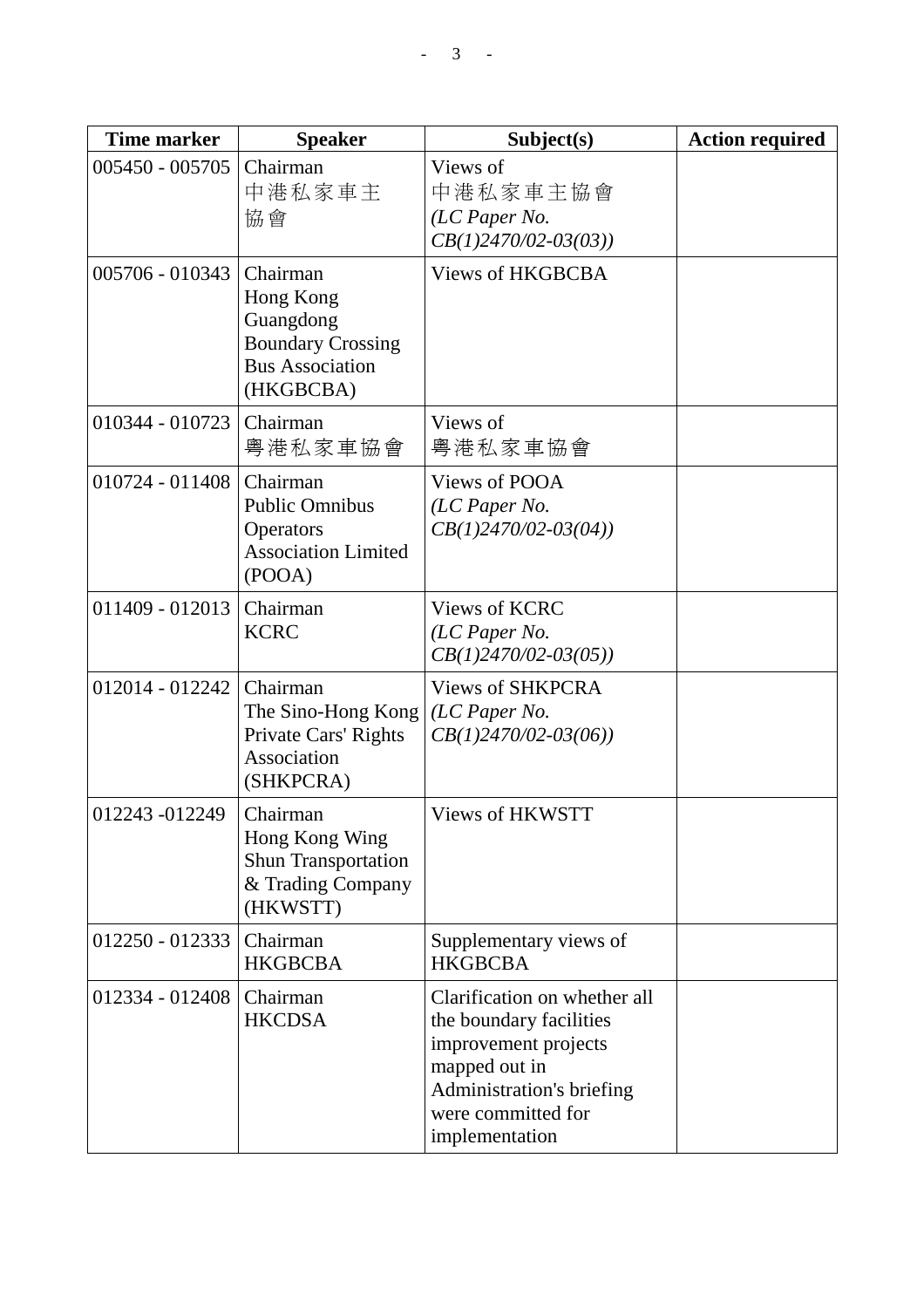| Time marker | Speaker | Subject(s) | Action required |
|---|---|---|---|
| 005450 - 005705 | Chairman<br>中港私家車主協會 | Views of<br>中港私家車主協會<br>*(LC Paper No. CB(1)2470/02-03(03))* | |
| 005706 - 010343 | Chairman<br>Hong Kong Guangdong Boundary Crossing Bus Association (HKGBCBA) | Views of HKGBCBA | |
| 010344 - 010723 | Chairman<br>粵港私家車協會 | Views of<br>粵港私家車協會 | |
| 010724 - 011408 | Chairman<br>Public Omnibus Operators Association Limited (POOA) | Views of POOA<br>*(LC Paper No. CB(1)2470/02-03(04))* | |
| 011409 - 012013 | Chairman<br>KCRC | Views of KCRC<br>*(LC Paper No. CB(1)2470/02-03(05))* | |
| 012014 - 012242 | Chairman<br>The Sino-Hong Kong Private Cars' Rights Association (SHKPCRA) | Views of SHKPCRA<br>*(LC Paper No. CB(1)2470/02-03(06))* | |
| 012243 -012249 | Chairman<br>Hong Kong Wing Shun Transportation & Trading Company (HKWSTT) | Views of HKWSTT | |
| 012250 - 012333 | Chairman<br>HKGBCBA | Supplementary views of HKGBCBA | |
| 012334 - 012408 | Chairman<br>HKCDSA | Clarification on whether all the boundary facilities improvement projects mapped out in Administration's briefing were committed for implementation | |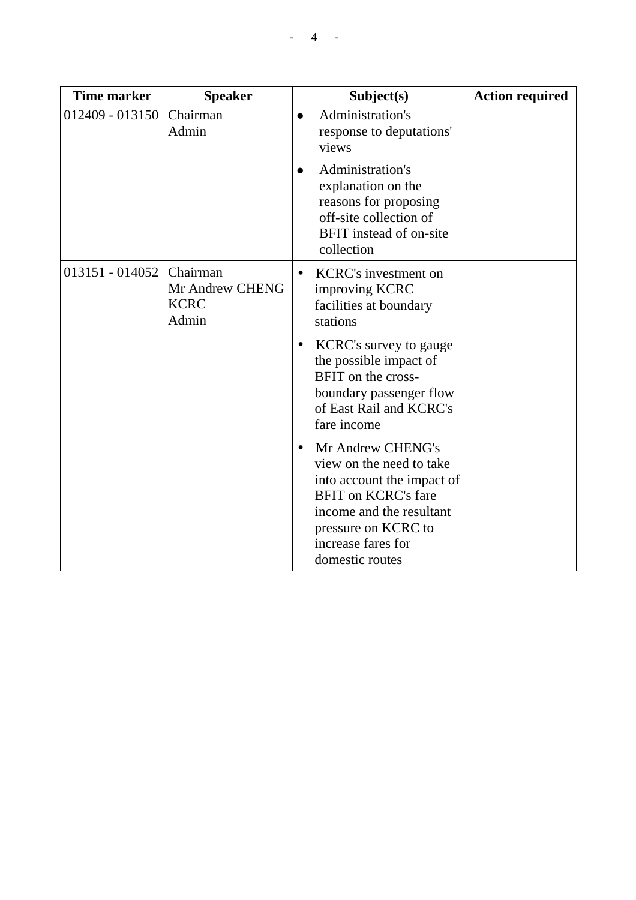| Time marker | Speaker | Subject(s) | Action required |
|---|---|---|---|
| 012409 - 013150 | Chairman<br>Admin | • Administration's response to deputations' views<br>• Administration's explanation on the reasons for proposing off-site collection of BFIT instead of on-site collection | |
| 013151 - 014052 | Chairman<br>Mr Andrew CHENG<br>KCRC<br>Admin | • KCRC's investment on improving KCRC facilities at boundary stations<br>• KCRC's survey to gauge the possible impact of BFIT on the cross-boundary passenger flow of East Rail and KCRC's fare income<br>• Mr Andrew CHENG's view on the need to take into account the impact of BFIT on KCRC's fare income and the resultant pressure on KCRC to increase fares for domestic routes | |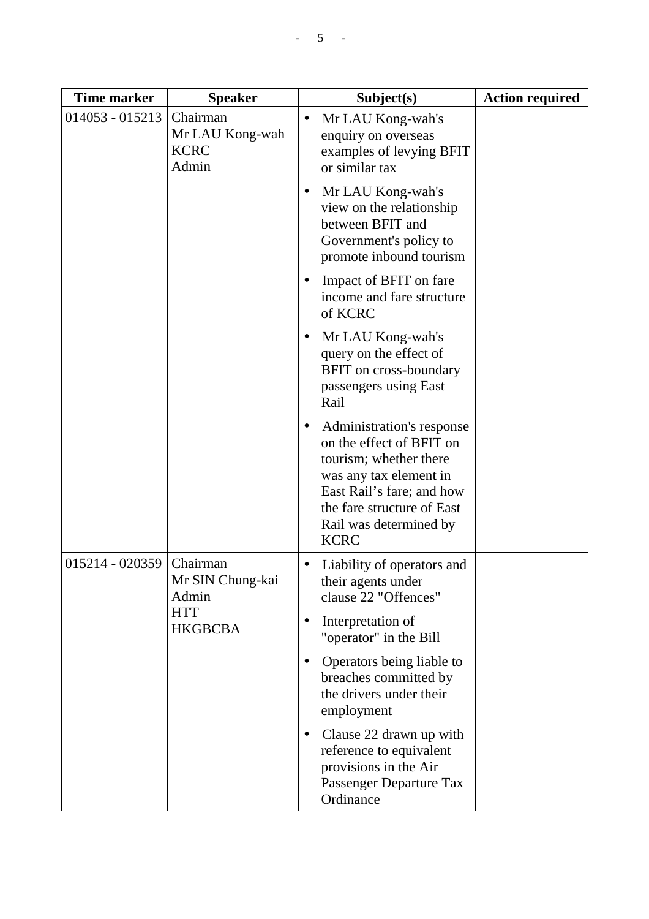| Time marker | Speaker | Subject(s) | Action required |
|---|---|---|---|
| 014053 - 015213 | Chairman<br>Mr LAU Kong-wah<br>KCRC<br>Admin | • Mr LAU Kong-wah's enquiry on overseas examples of levying BFIT or similar tax<br>• Mr LAU Kong-wah's view on the relationship between BFIT and Government's policy to promote inbound tourism<br>• Impact of BFIT on fare income and fare structure of KCRC<br>• Mr LAU Kong-wah's query on the effect of BFIT on cross-boundary passengers using East Rail<br>• Administration's response on the effect of BFIT on tourism; whether there was any tax element in East Rail's fare; and how the fare structure of East Rail was determined by KCRC | |
| 015214 - 020359 | Chairman<br>Mr SIN Chung-kai<br>Admin<br>HTT<br>HKGBCBA | • Liability of operators and their agents under clause 22 "Offences"<br>• Interpretation of "operator" in the Bill<br>• Operators being liable to breaches committed by the drivers under their employment<br>• Clause 22 drawn up with reference to equivalent provisions in the Air Passenger Departure Tax Ordinance | |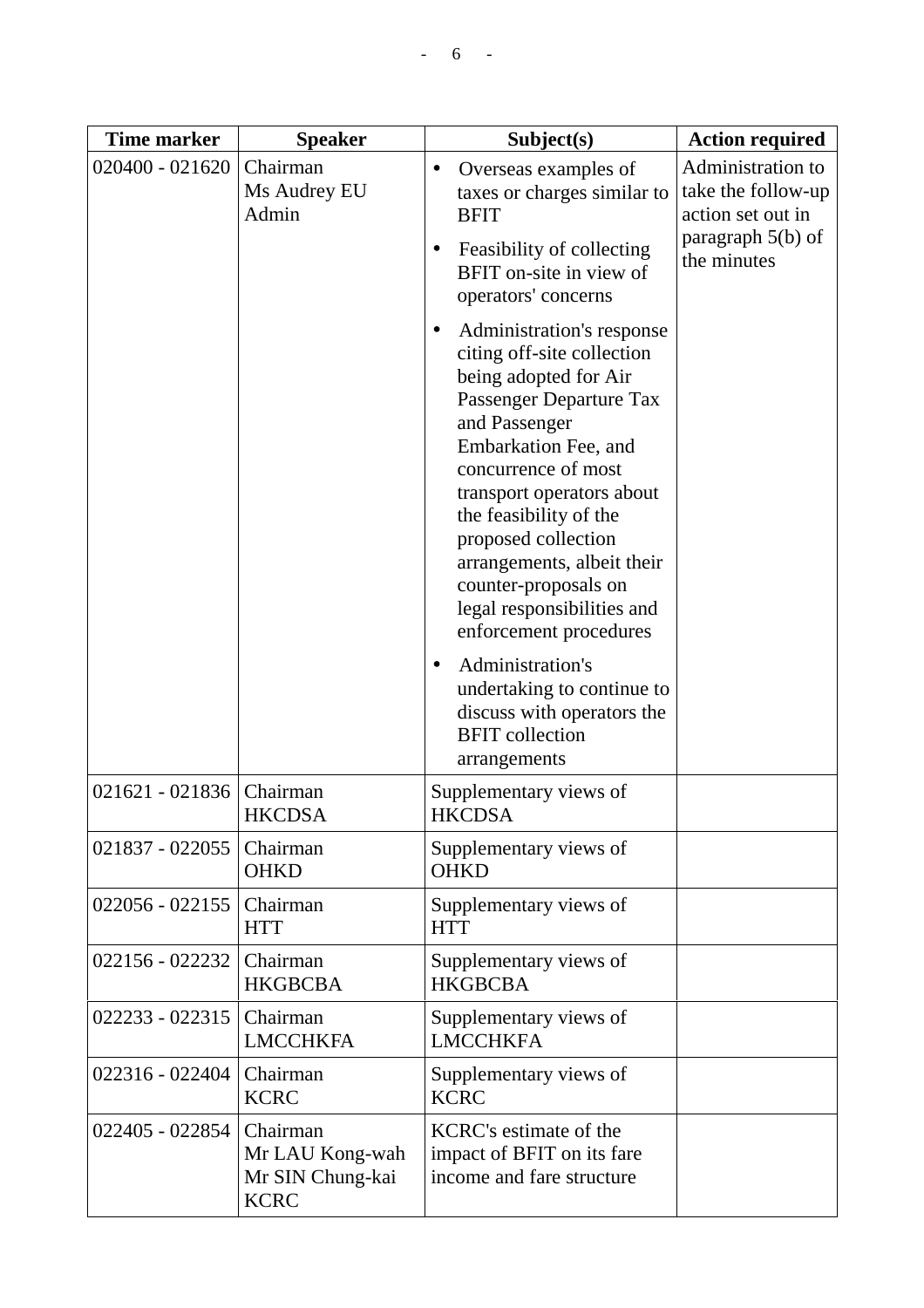| Time marker | Speaker | Subject(s) | Action required |
|---|---|---|---|
| 020400 - 021620 | Chairman<br>Ms Audrey EU<br>Admin | • Overseas examples of taxes or charges similar to BFIT<br>• Feasibility of collecting BFIT on-site in view of operators' concerns<br>• Administration's response citing off-site collection being adopted for Air Passenger Departure Tax and Passenger Embarkation Fee, and concurrence of most transport operators about the feasibility of the proposed collection arrangements, albeit their counter-proposals on legal responsibilities and enforcement procedures<br>• Administration's undertaking to continue to discuss with operators the BFIT collection arrangements | Administration to take the follow-up action set out in paragraph 5(b) of the minutes |
| 021621 - 021836 | Chairman<br>HKCDSA | Supplementary views of HKCDSA | |
| 021837 - 022055 | Chairman<br>OHKD | Supplementary views of OHKD | |
| 022056 - 022155 | Chairman<br>HTT | Supplementary views of HTT | |
| 022156 - 022232 | Chairman<br>HKGBCBA | Supplementary views of HKGBCBA | |
| 022233 - 022315 | Chairman<br>LMCCHKFA | Supplementary views of LMCCHKFA | |
| 022316 - 022404 | Chairman<br>KCRC | Supplementary views of KCRC | |
| 022405 - 022854 | Chairman<br>Mr LAU Kong-wah<br>Mr SIN Chung-kai<br>KCRC | KCRC's estimate of the impact of BFIT on its fare income and fare structure | |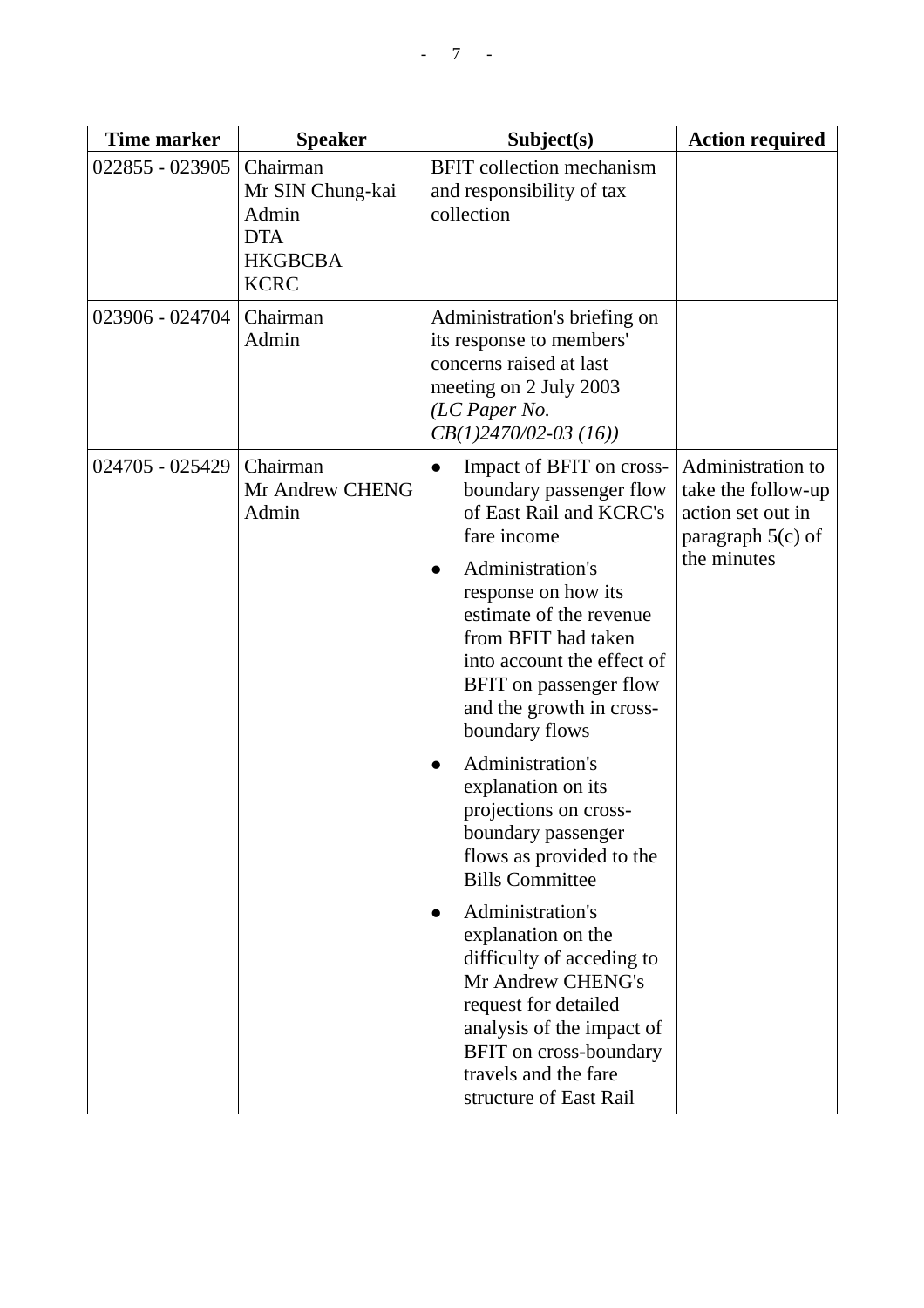| Time marker | Speaker | Subject(s) | Action required |
|---|---|---|---|
| 022855 - 023905 | Chairman<br>Mr SIN Chung-kai<br>Admin<br>DTA<br>HKGBCBA<br>KCRC | BFIT collection mechanism and responsibility of tax collection | |
| 023906 - 024704 | Chairman<br>Admin | Administration's briefing on its response to members' concerns raised at last meeting on 2 July 2003 *(LC Paper No. CB(1)2470/02-03 (16))* | |
| 024705 - 025429 | Chairman<br>Mr Andrew CHENG<br>Admin | ● Impact of BFIT on cross-boundary passenger flow of East Rail and KCRC's fare income<br>● Administration's response on how its estimate of the revenue from BFIT had taken into account the effect of BFIT on passenger flow and the growth in cross-boundary flows<br>● Administration's explanation on its projections on cross-boundary passenger flows as provided to the Bills Committee<br>● Administration's explanation on the difficulty of acceding to Mr Andrew CHENG's request for detailed analysis of the impact of BFIT on cross-boundary travels and the fare structure of East Rail | Administration to take the follow-up action set out in paragraph 5(c) of the minutes |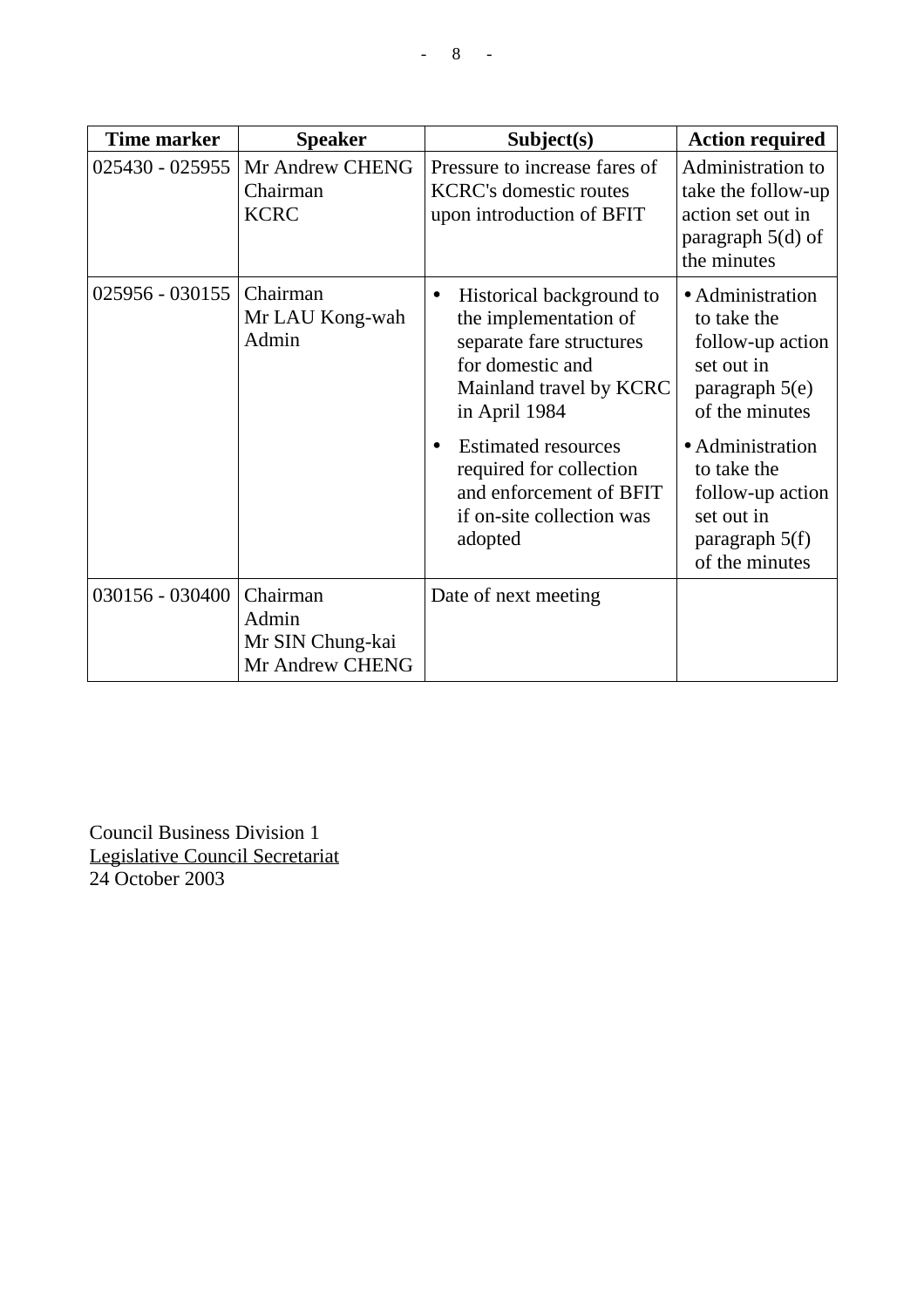| Time marker | Speaker | Subject(s) | Action required |
|---|---|---|---|
| 025430 - 025955 | Mr Andrew CHENG<br>Chairman<br>KCRC | Pressure to increase fares of KCRC's domestic routes upon introduction of BFIT | Administration to take the follow-up action set out in paragraph 5(d) of the minutes |
| 025956 - 030155 | Chairman<br>Mr LAU Kong-wah<br>Admin | • Historical background to the implementation of separate fare structures for domestic and Mainland travel by KCRC in April 1984<br>• Estimated resources required for collection and enforcement of BFIT if on-site collection was adopted | • Administration to take the follow-up action set out in paragraph 5(e) of the minutes<br>• Administration to take the follow-up action set out in paragraph 5(f) of the minutes |
| 030156 - 030400 | Chairman<br>Admin<br>Mr SIN Chung-kai<br>Mr Andrew CHENG | Date of next meeting | |

Council Business Division 1
Legislative Council Secretariat
24 October 2003